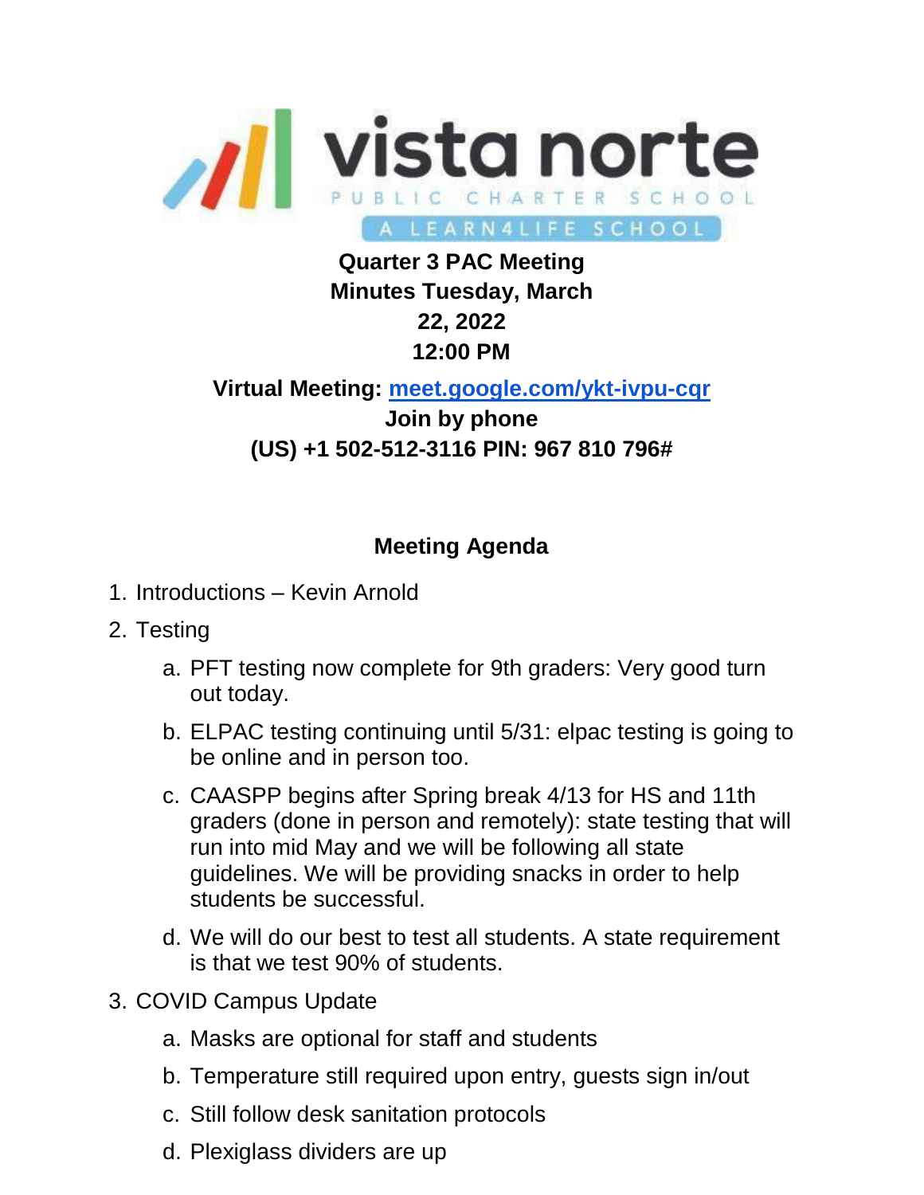vista norte

PUBLIC CHARTER SCHOOL

A LEARN4LIFE SCHOOL

**Quarter 3 PAC Meeting Minutes Tuesday, March 22, 2022**
**12:00 PM**

**Virtual Meeting: [meet.google.com/ykt-ivpu-cqr](https://meet.google.com/ykt-ivpu-cqr)**
**Join by phone**
**(US) +1 502-512-3116 PIN: 967 810 796#**

## Meeting Agenda

1. Introductions – Kevin Arnold
2. Testing
   a. PFT testing now complete for 9th graders: Very good turn out today.
   b. ELPAC testing continuing until 5/31: elpac testing is going to be online and in person too.
   c. CAASPP begins after Spring break 4/13 for HS and 11th graders (done in person and remotely): state testing that will run into mid May and we will be following all state guidelines. We will be providing snacks in order to help students be successful.
   d. We will do our best to test all students. A state requirement is that we test 90% of students.
3. COVID Campus Update
   a. Masks are optional for staff and students
   b. Temperature still required upon entry, guests sign in/out
   c. Still follow desk sanitation protocols
   d. Plexiglass dividers are up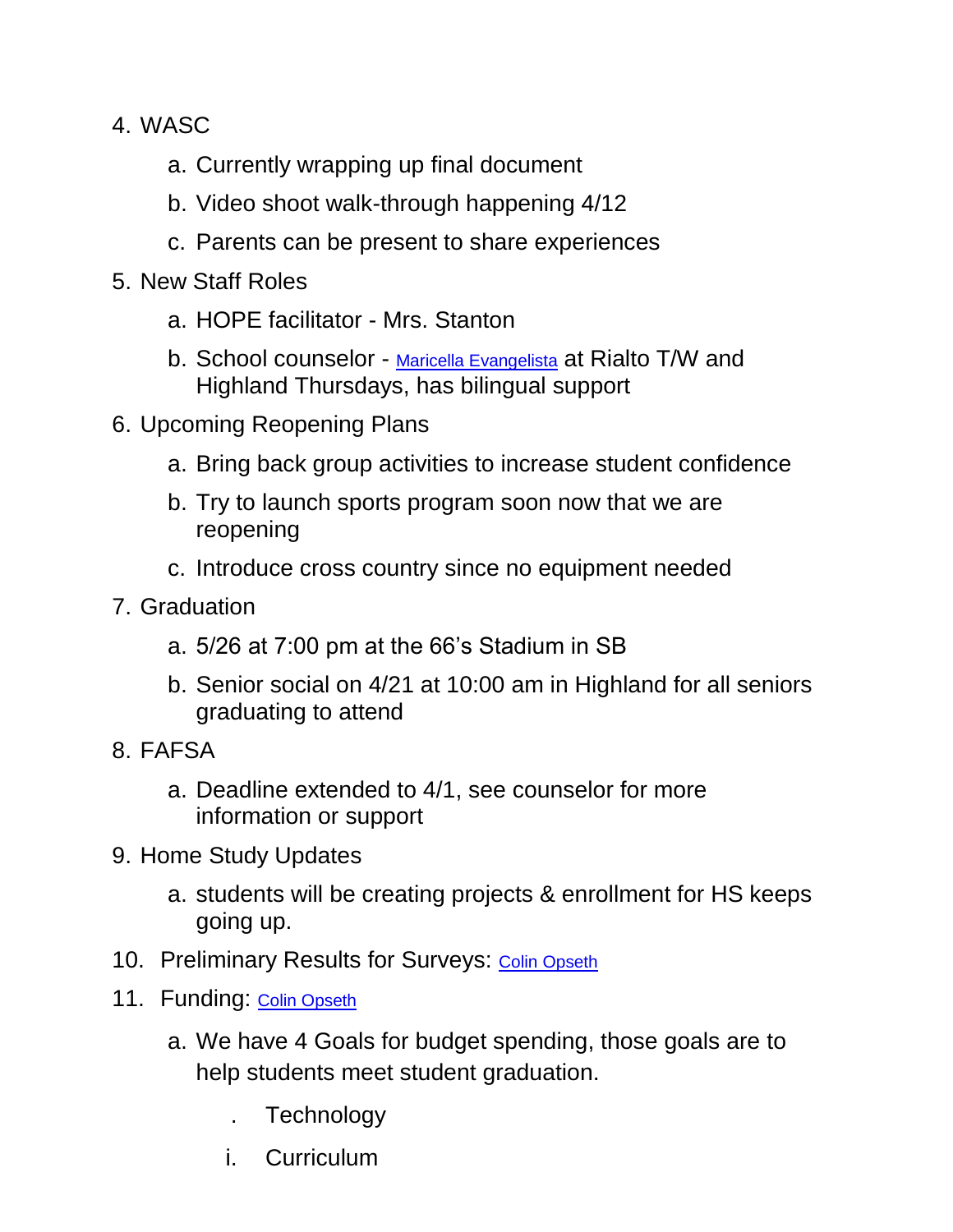4. WASC
    a. Currently wrapping up final document
    b. Video shoot walk-through happening 4/12
    c. Parents can be present to share experiences
5. New Staff Roles
    a. HOPE facilitator - Mrs. Stanton
    b. School counselor - Maricella Evangelista at Rialto T/W and Highland Thursdays, has bilingual support
6. Upcoming Reopening Plans
    a. Bring back group activities to increase student confidence
    b. Try to launch sports program soon now that we are reopening
    c. Introduce cross country since no equipment needed
7. Graduation
    a. 5/26 at 7:00 pm at the 66's Stadium in SB
    b. Senior social on 4/21 at 10:00 am in Highland for all seniors graduating to attend
8. FAFSA
    a. Deadline extended to 4/1, see counselor for more information or support
9. Home Study Updates
    a. students will be creating projects & enrollment for HS keeps going up.
10. Preliminary Results for Surveys: Colin Opseth
11. Funding: Colin Opseth
    a. We have 4 Goals for budget spending, those goals are to help students meet student graduation.
        . Technology
        i. Curriculum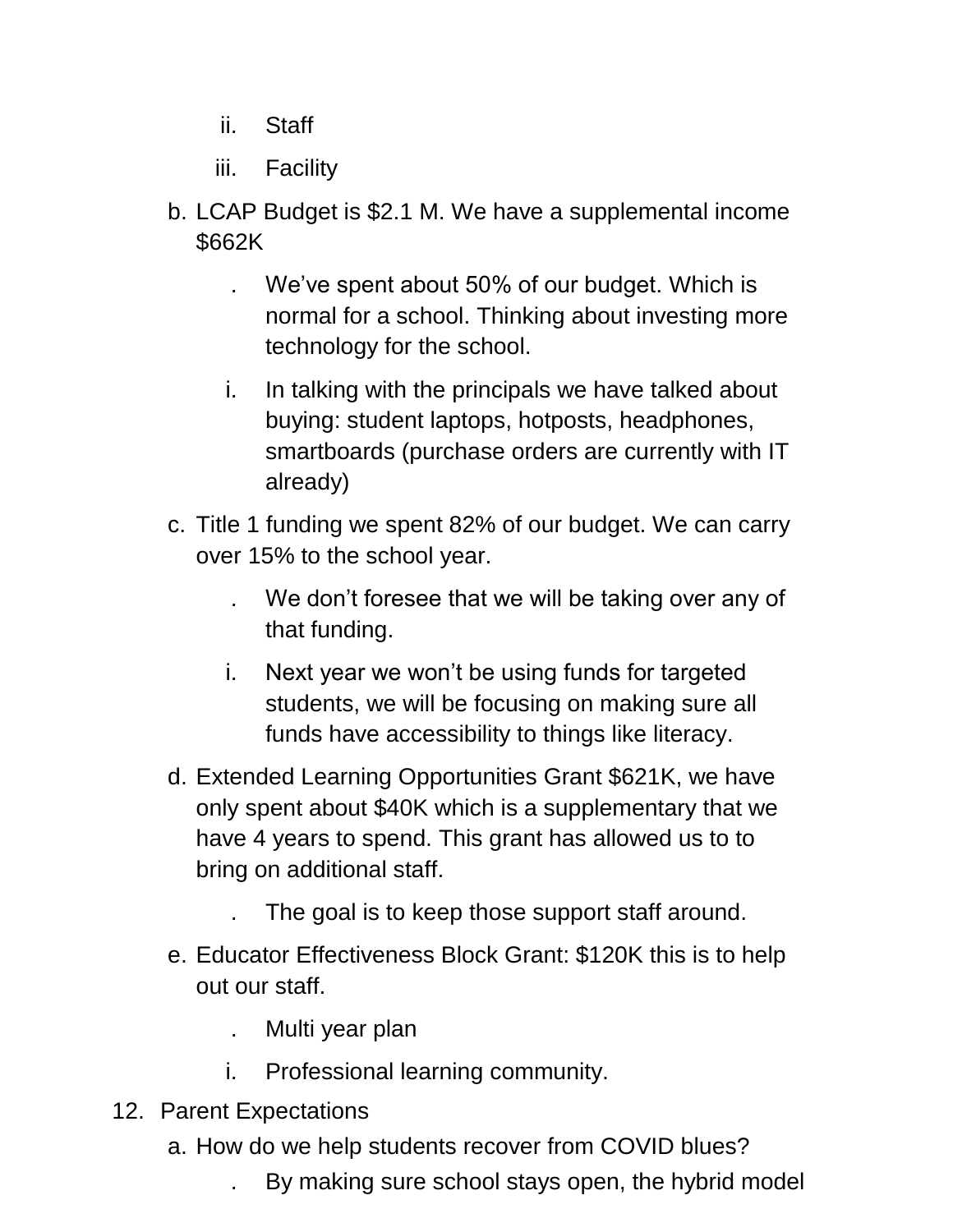ii. Staff
   iii. Facility

b. LCAP Budget is $2.1 M. We have a supplemental income $662K

   . We've spent about 50% of our budget. Which is normal for a school. Thinking about investing more technology for the school.

   i. In talking with the principals we have talked about buying: student laptops, hotposts, headphones, smartboards (purchase orders are currently with IT already)

c. Title 1 funding we spent 82% of our budget. We can carry over 15% to the school year.

   . We don't foresee that we will be taking over any of that funding.

   i. Next year we won't be using funds for targeted students, we will be focusing on making sure all funds have accessibility to things like literacy.

d. Extended Learning Opportunities Grant $621K, we have only spent about $40K which is a supplementary that we have 4 years to spend. This grant has allowed us to to bring on additional staff.

   . The goal is to keep those support staff around.

e. Educator Effectiveness Block Grant: $120K this is to help out our staff.

   . Multi year plan

   i. Professional learning community.

12. Parent Expectations

   a. How do we help students recover from COVID blues?

      . By making sure school stays open, the hybrid model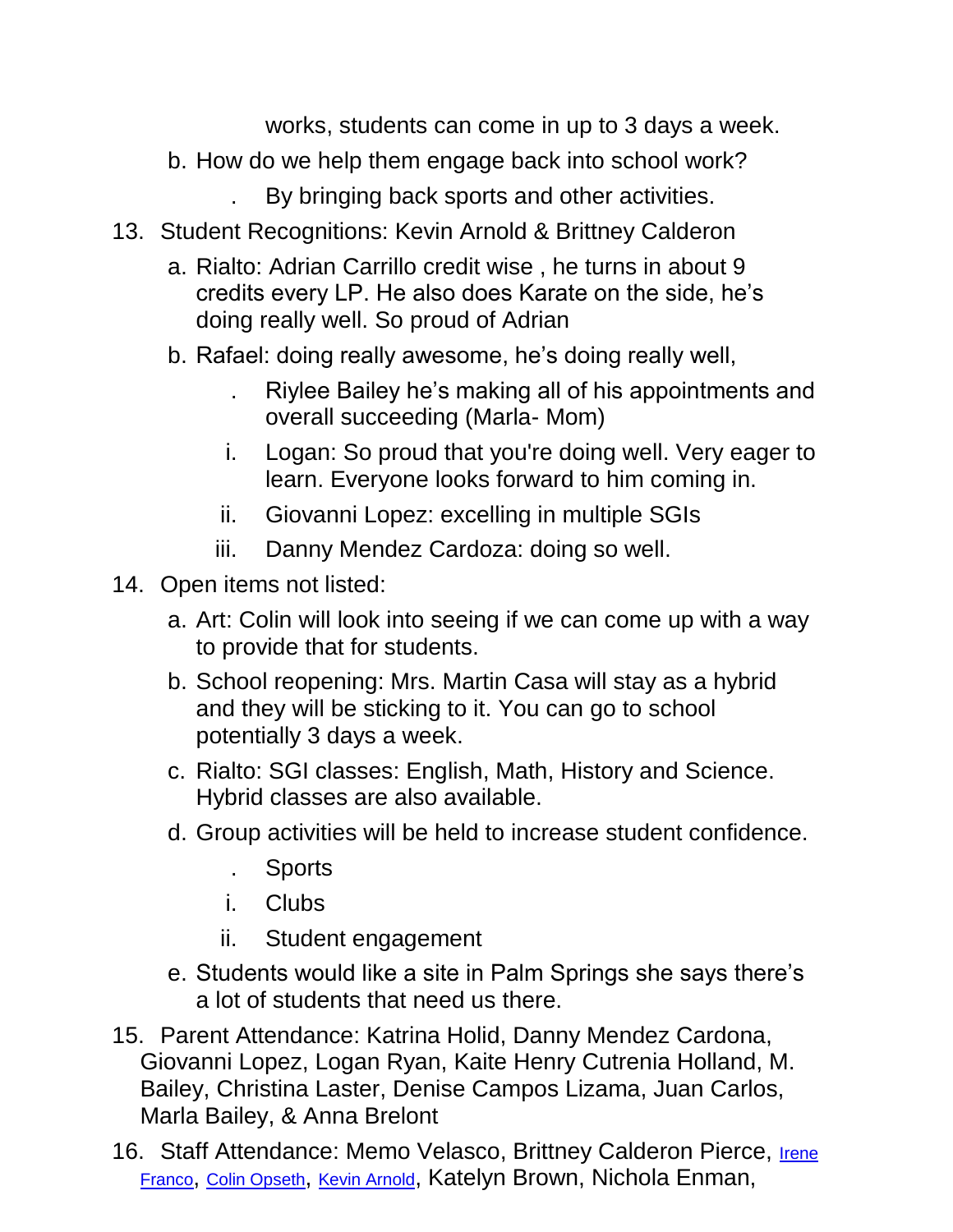works, students can come in up to 3 days a week.

b. How do we help them engage back into school work?

   . By bringing back sports and other activities.

13. Student Recognitions: Kevin Arnold & Brittney Calderon

    a. Rialto: Adrian Carrillo credit wise , he turns in about 9 credits every LP. He also does Karate on the side, he's doing really well. So proud of Adrian

    b. Rafael: doing really awesome, he's doing really well,

       . Riylee Bailey he's making all of his appointments and overall succeeding (Marla- Mom)

       i. Logan: So proud that you're doing well. Very eager to learn. Everyone looks forward to him coming in.

       ii. Giovanni Lopez: excelling in multiple SGIs

       iii. Danny Mendez Cardoza: doing so well.

14. Open items not listed:

    a. Art: Colin will look into seeing if we can come up with a way to provide that for students.

    b. School reopening: Mrs. Martin Casa will stay as a hybrid and they will be sticking to it. You can go to school potentially 3 days a week.

    c. Rialto: SGI classes: English, Math, History and Science. Hybrid classes are also available.

    d. Group activities will be held to increase student confidence.

       . Sports

       i. Clubs

       ii. Student engagement

    e. Students would like a site in Palm Springs she says there's a lot of students that need us there.

15. Parent Attendance: Katrina Holid, Danny Mendez Cardona, Giovanni Lopez, Logan Ryan, Kaite Henry Cutrenia Holland, M. Bailey, Christina Laster, Denise Campos Lizama, Juan Carlos, Marla Bailey, & Anna Brelont

16. Staff Attendance: Memo Velasco, Brittney Calderon Pierce, Irene Franco, Colin Opseth, Kevin Arnold, Katelyn Brown, Nichola Enman,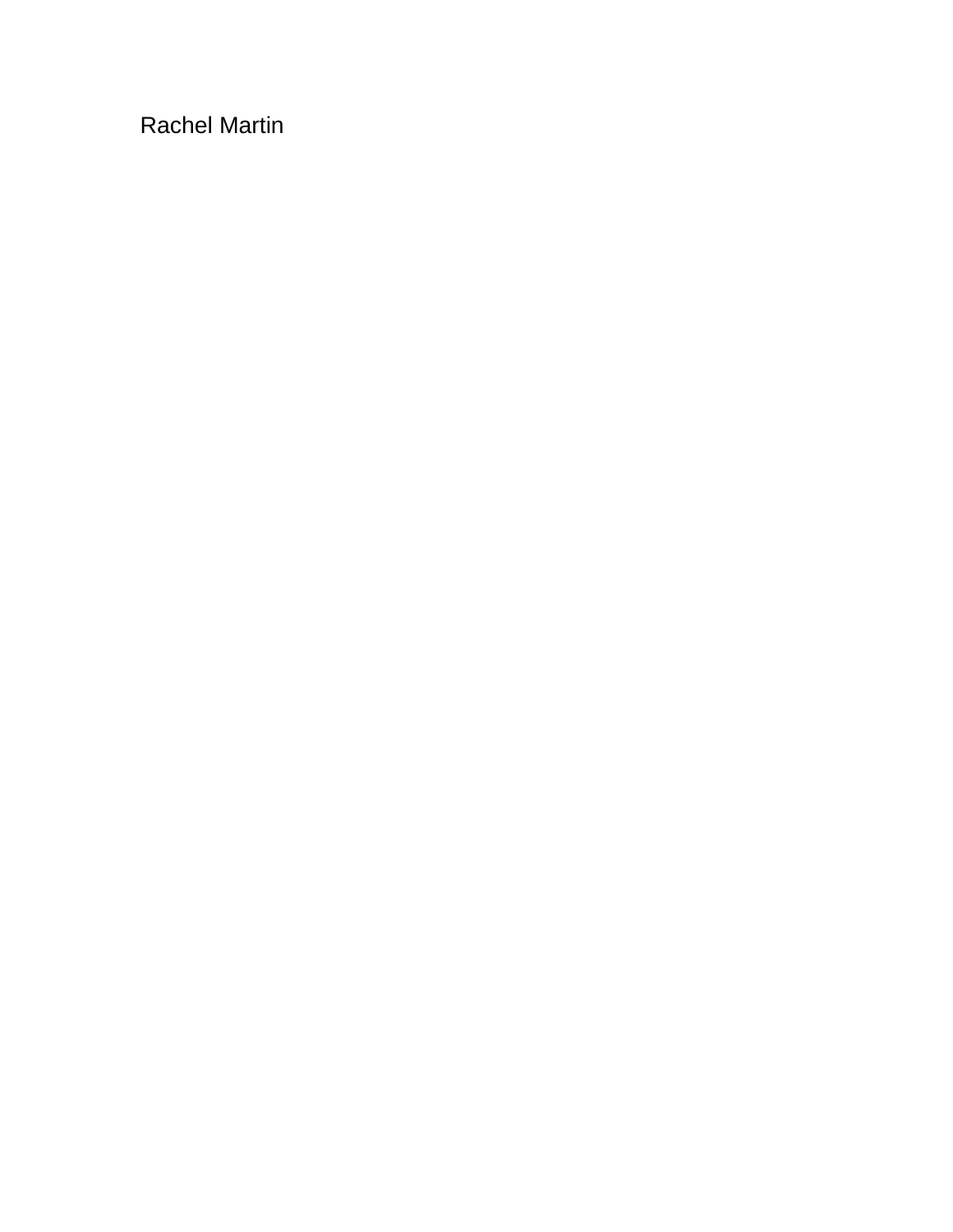Rachel Martin